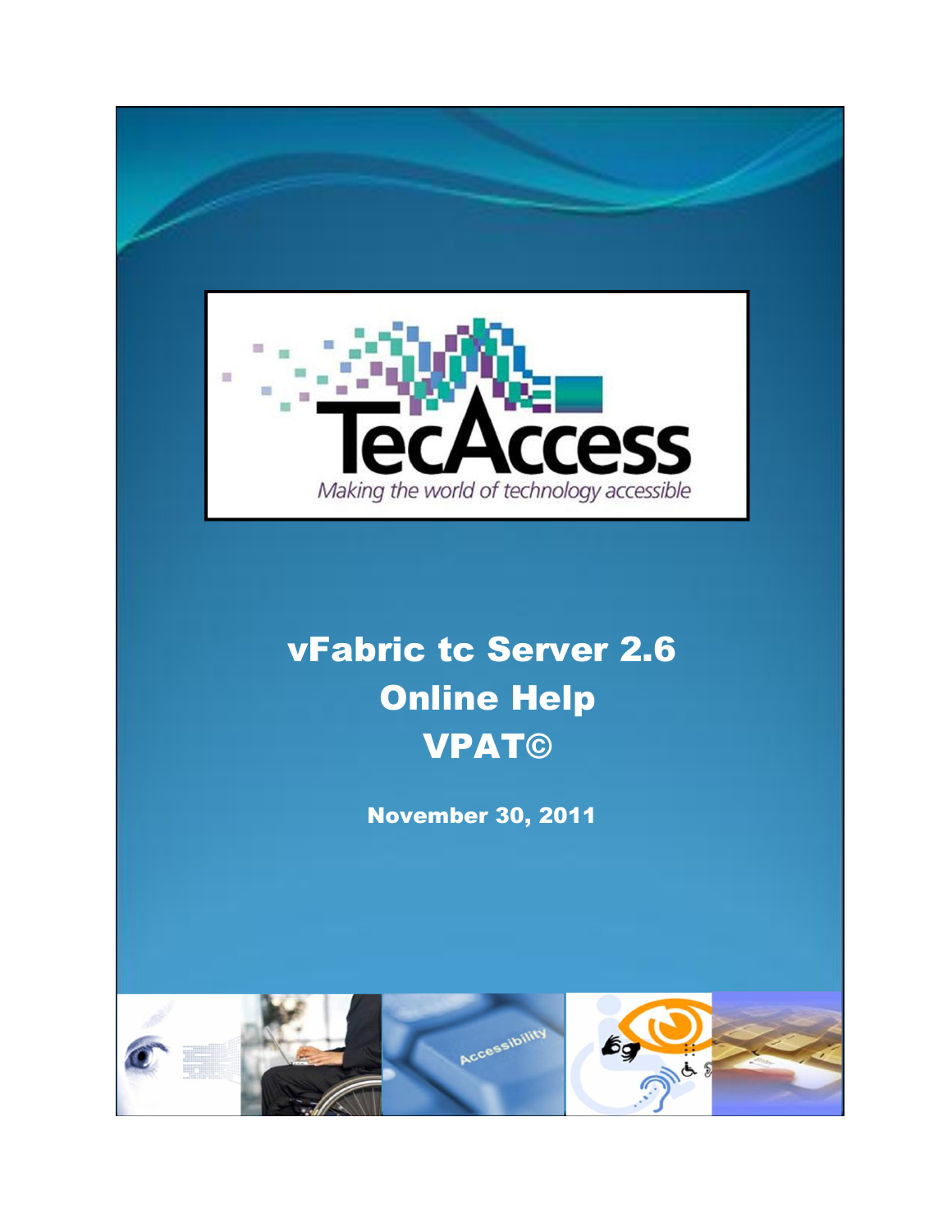TecAccess

*Making the world of technology accessible*

# vFabric tc Server 2.6 Online Help VPAT©

**November 30, 2011**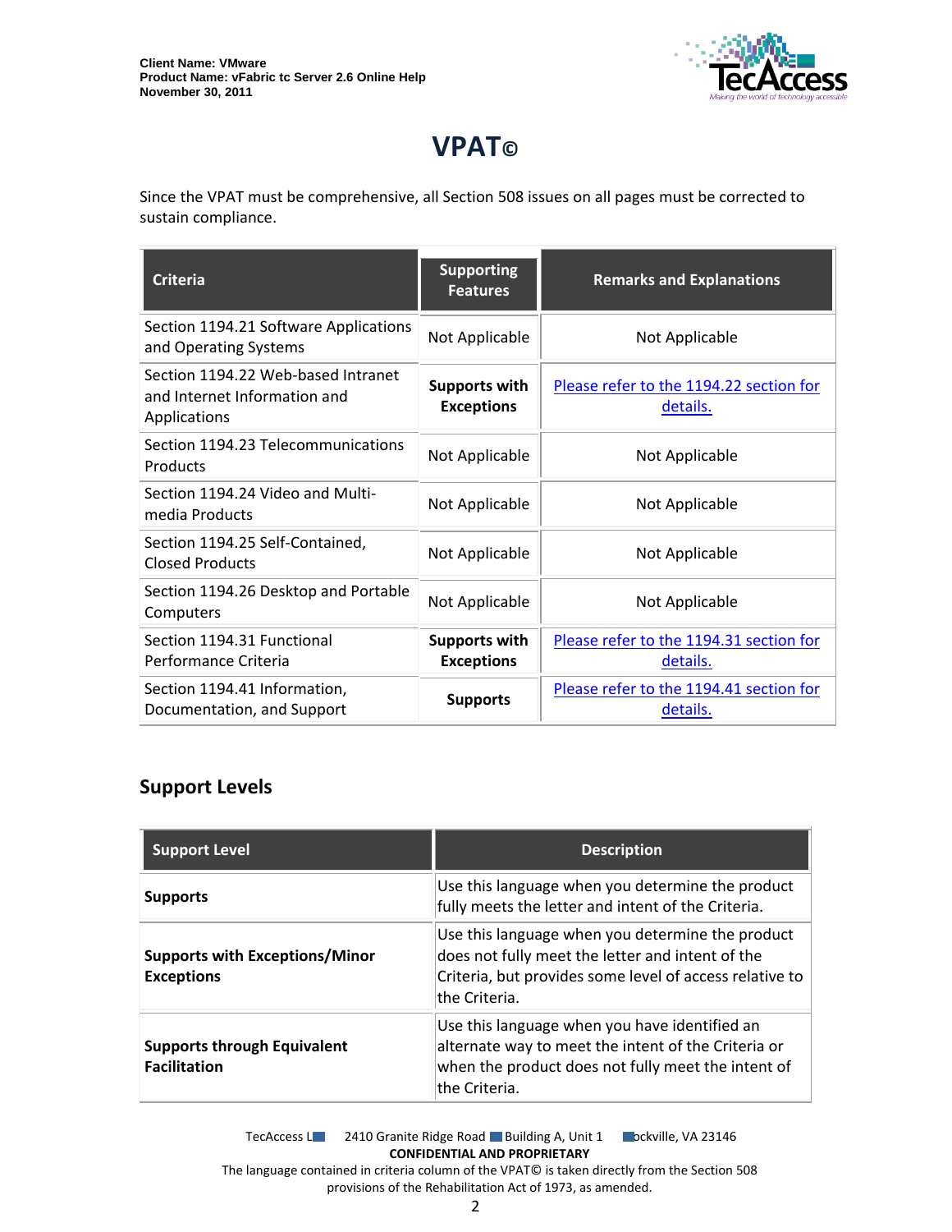# VPAT©

Since the VPAT must be comprehensive, all Section 508 issues on all pages must be corrected to sustain compliance.

| Criteria | Supporting Features | Remarks and Explanations |
|---|---|---|
| Section 1194.21 Software Applications and Operating Systems | Not Applicable | Not Applicable |
| Section 1194.22 Web-based Intranet and Internet Information and Applications | **Supports with Exceptions** | Please refer to the 1194.22 section for details. |
| Section 1194.23 Telecommunications Products | Not Applicable | Not Applicable |
| Section 1194.24 Video and Multi-media Products | Not Applicable | Not Applicable |
| Section 1194.25 Self-Contained, Closed Products | Not Applicable | Not Applicable |
| Section 1194.26 Desktop and Portable Computers | Not Applicable | Not Applicable |
| Section 1194.31 Functional Performance Criteria | **Supports with Exceptions** | Please refer to the 1194.31 section for details. |
| Section 1194.41 Information, Documentation, and Support | **Supports** | Please refer to the 1194.41 section for details. |

## Support Levels

| Support Level | Description |
|---|---|
| **Supports** | Use this language when you determine the product fully meets the letter and intent of the Criteria. |
| **Supports with Exceptions/Minor Exceptions** | Use this language when you determine the product does not fully meet the letter and intent of the Criteria, but provides some level of access relative to the Criteria. |
| **Supports through Equivalent Facilitation** | Use this language when you have identified an alternate way to meet the intent of the Criteria or when the product does not fully meet the intent of the Criteria. |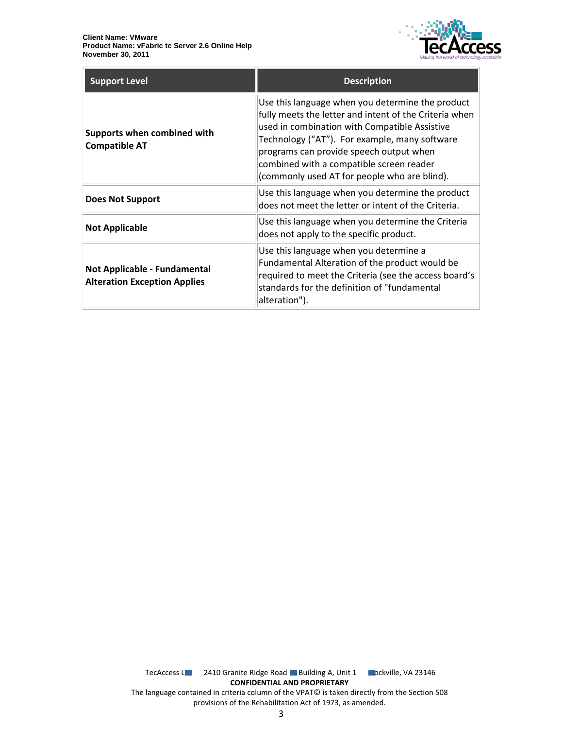| Support Level | Description |
| --- | --- |
| **Supports when combined with Compatible AT** | Use this language when you determine the product fully meets the letter and intent of the Criteria when used in combination with Compatible Assistive Technology (“AT”).  For example, many software programs can provide speech output when combined with a compatible screen reader (commonly used AT for people who are blind). |
| **Does Not Support** | Use this language when you determine the product does not meet the letter or intent of the Criteria. |
| **Not Applicable** | Use this language when you determine the Criteria does not apply to the specific product. |
| **Not Applicable - Fundamental Alteration Exception Applies** | Use this language when you determine a Fundamental Alteration of the product would be required to meet the Criteria (see the access board’s standards for the definition of "fundamental alteration"). |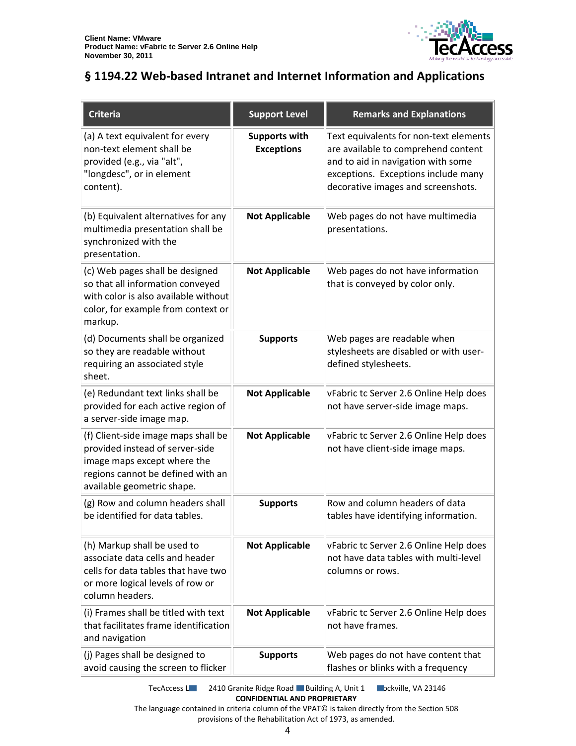## § 1194.22 Web-based Intranet and Internet Information and Applications

| Criteria | Support Level | Remarks and Explanations |
| --- | --- | --- |
| (a) A text equivalent for every non-text element shall be provided (e.g., via "alt", "longdesc", or in element content). | **Supports with Exceptions** | Text equivalents for non-text elements are available to comprehend content and to aid in navigation with some exceptions. Exceptions include many decorative images and screenshots. |
| (b) Equivalent alternatives for any multimedia presentation shall be synchronized with the presentation. | **Not Applicable** | Web pages do not have multimedia presentations. |
| (c) Web pages shall be designed so that all information conveyed with color is also available without color, for example from context or markup. | **Not Applicable** | Web pages do not have information that is conveyed by color only. |
| (d) Documents shall be organized so they are readable without requiring an associated style sheet. | **Supports** | Web pages are readable when stylesheets are disabled or with user-defined stylesheets. |
| (e) Redundant text links shall be provided for each active region of a server-side image map. | **Not Applicable** | vFabric tc Server 2.6 Online Help does not have server-side image maps. |
| (f) Client-side image maps shall be provided instead of server-side image maps except where the regions cannot be defined with an available geometric shape. | **Not Applicable** | vFabric tc Server 2.6 Online Help does not have client-side image maps. |
| (g) Row and column headers shall be identified for data tables. | **Supports** | Row and column headers of data tables have identifying information. |
| (h) Markup shall be used to associate data cells and header cells for data tables that have two or more logical levels of row or column headers. | **Not Applicable** | vFabric tc Server 2.6 Online Help does not have data tables with multi-level columns or rows. |
| (i) Frames shall be titled with text that facilitates frame identification and navigation | **Not Applicable** | vFabric tc Server 2.6 Online Help does not have frames. |
| (j) Pages shall be designed to avoid causing the screen to flicker | **Supports** | Web pages do not have content that flashes or blinks with a frequency |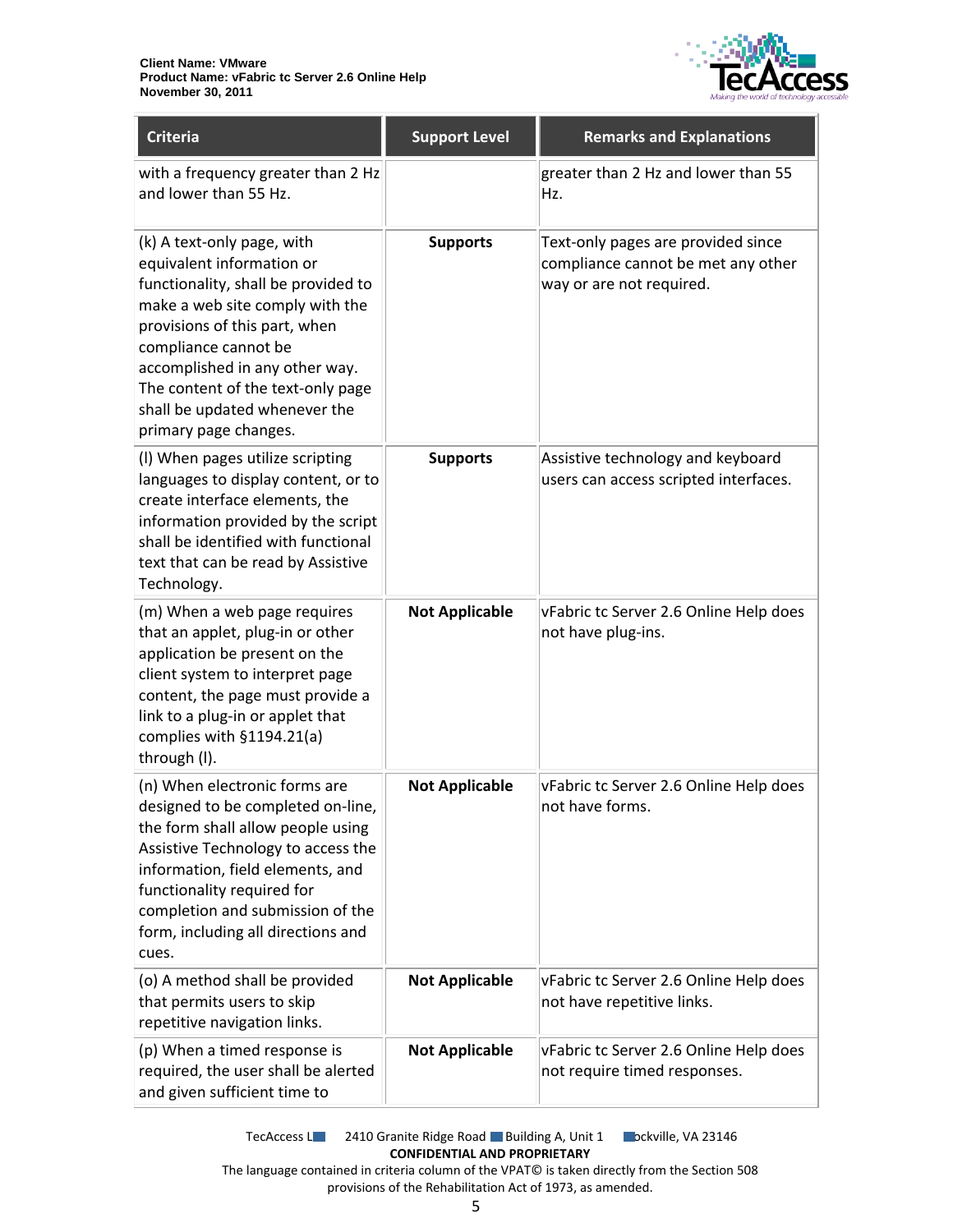| Criteria | Support Level | Remarks and Explanations |
| --- | --- | --- |
| with a frequency greater than 2 Hz and lower than 55 Hz. | | greater than 2 Hz and lower than 55 Hz. |
| (k) A text-only page, with equivalent information or functionality, shall be provided to make a web site comply with the provisions of this part, when compliance cannot be accomplished in any other way. The content of the text-only page shall be updated whenever the primary page changes. | **Supports** | Text-only pages are provided since compliance cannot be met any other way or are not required. |
| (l) When pages utilize scripting languages to display content, or to create interface elements, the information provided by the script shall be identified with functional text that can be read by Assistive Technology. | **Supports** | Assistive technology and keyboard users can access scripted interfaces. |
| (m) When a web page requires that an applet, plug-in or other application be present on the client system to interpret page content, the page must provide a link to a plug-in or applet that complies with §1194.21(a) through (l). | **Not Applicable** | vFabric tc Server 2.6 Online Help does not have plug-ins. |
| (n) When electronic forms are designed to be completed on-line, the form shall allow people using Assistive Technology to access the information, field elements, and functionality required for completion and submission of the form, including all directions and cues. | **Not Applicable** | vFabric tc Server 2.6 Online Help does not have forms. |
| (o) A method shall be provided that permits users to skip repetitive navigation links. | **Not Applicable** | vFabric tc Server 2.6 Online Help does not have repetitive links. |
| (p) When a timed response is required, the user shall be alerted and given sufficient time to | **Not Applicable** | vFabric tc Server 2.6 Online Help does not require timed responses. |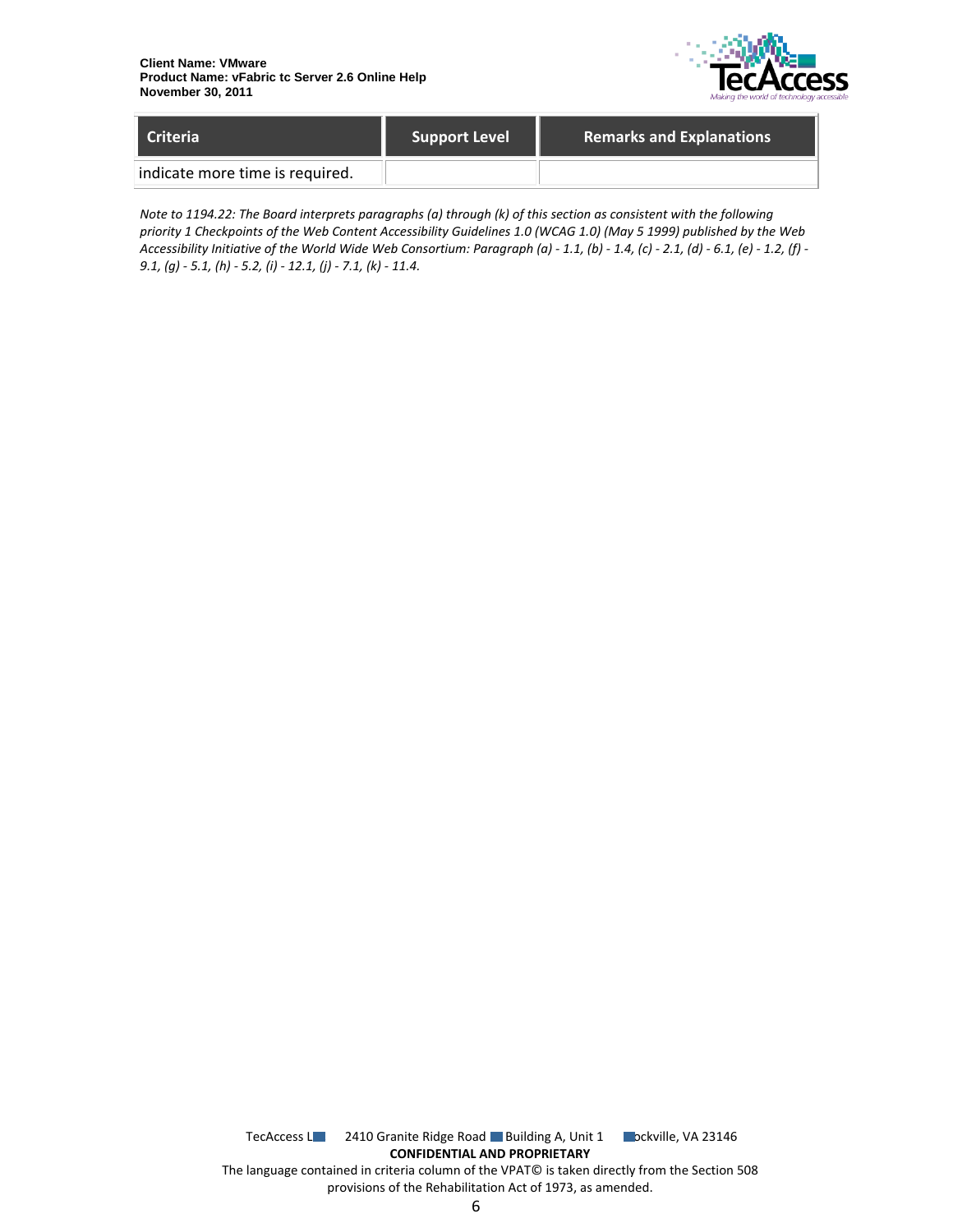| Criteria | Support Level | Remarks and Explanations |
| --- | --- | --- |
| indicate more time is required. | | |

*Note to 1194.22: The Board interprets paragraphs (a) through (k) of this section as consistent with the following priority 1 Checkpoints of the Web Content Accessibility Guidelines 1.0 (WCAG 1.0) (May 5 1999) published by the Web Accessibility Initiative of the World Wide Web Consortium: Paragraph (a) - 1.1, (b) - 1.4, (c) - 2.1, (d) - 6.1, (e) - 1.2, (f) - 9.1, (g) - 5.1, (h) - 5.2, (i) - 12.1, (j) - 7.1, (k) - 11.4.*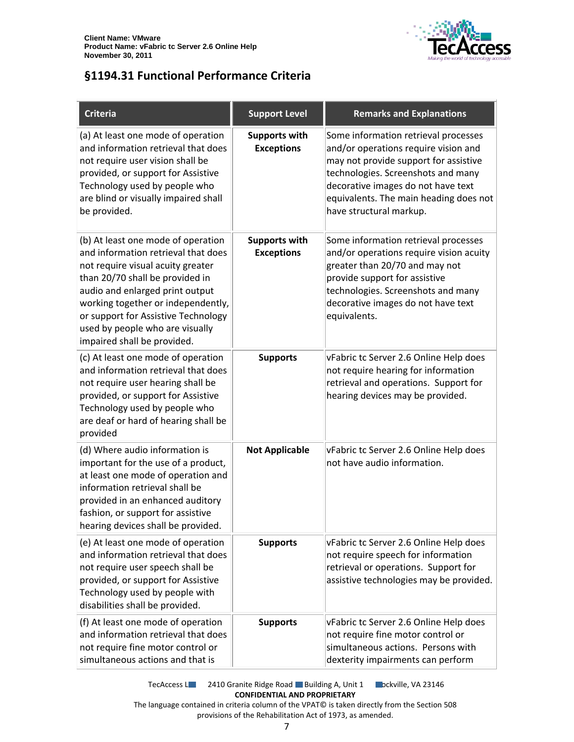## §1194.31 Functional Performance Criteria

| Criteria | Support Level | Remarks and Explanations |
|---|---|---|
| (a) At least one mode of operation and information retrieval that does not require user vision shall be provided, or support for Assistive Technology used by people who are blind or visually impaired shall be provided. | **Supports with Exceptions** | Some information retrieval processes and/or operations require vision and may not provide support for assistive technologies. Screenshots and many decorative images do not have text equivalents. The main heading does not have structural markup. |
| (b) At least one mode of operation and information retrieval that does not require visual acuity greater than 20/70 shall be provided in audio and enlarged print output working together or independently, or support for Assistive Technology used by people who are visually impaired shall be provided. | **Supports with Exceptions** | Some information retrieval processes and/or operations require vision acuity greater than 20/70 and may not provide support for assistive technologies. Screenshots and many decorative images do not have text equivalents. |
| (c) At least one mode of operation and information retrieval that does not require user hearing shall be provided, or support for Assistive Technology used by people who are deaf or hard of hearing shall be provided | **Supports** | vFabric tc Server 2.6 Online Help does not require hearing for information retrieval and operations. Support for hearing devices may be provided. |
| (d) Where audio information is important for the use of a product, at least one mode of operation and information retrieval shall be provided in an enhanced auditory fashion, or support for assistive hearing devices shall be provided. | **Not Applicable** | vFabric tc Server 2.6 Online Help does not have audio information. |
| (e) At least one mode of operation and information retrieval that does not require user speech shall be provided, or support for Assistive Technology used by people with disabilities shall be provided. | **Supports** | vFabric tc Server 2.6 Online Help does not require speech for information retrieval or operations. Support for assistive technologies may be provided. |
| (f) At least one mode of operation and information retrieval that does not require fine motor control or simultaneous actions and that is | **Supports** | vFabric tc Server 2.6 Online Help does not require fine motor control or simultaneous actions. Persons with dexterity impairments can perform |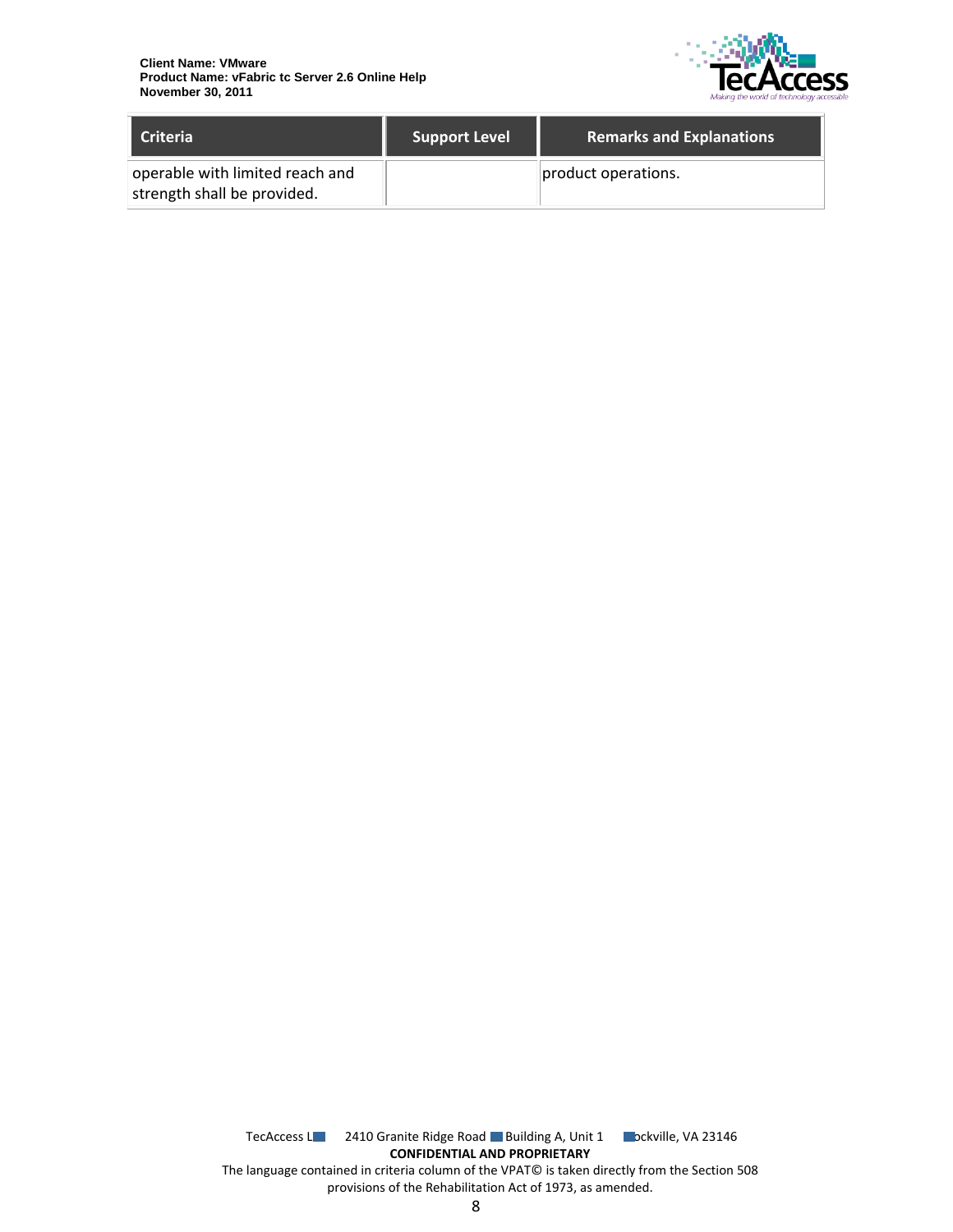| Criteria | Support Level | Remarks and Explanations |
| --- | --- | --- |
| operable with limited reach and strength shall be provided. | | product operations. |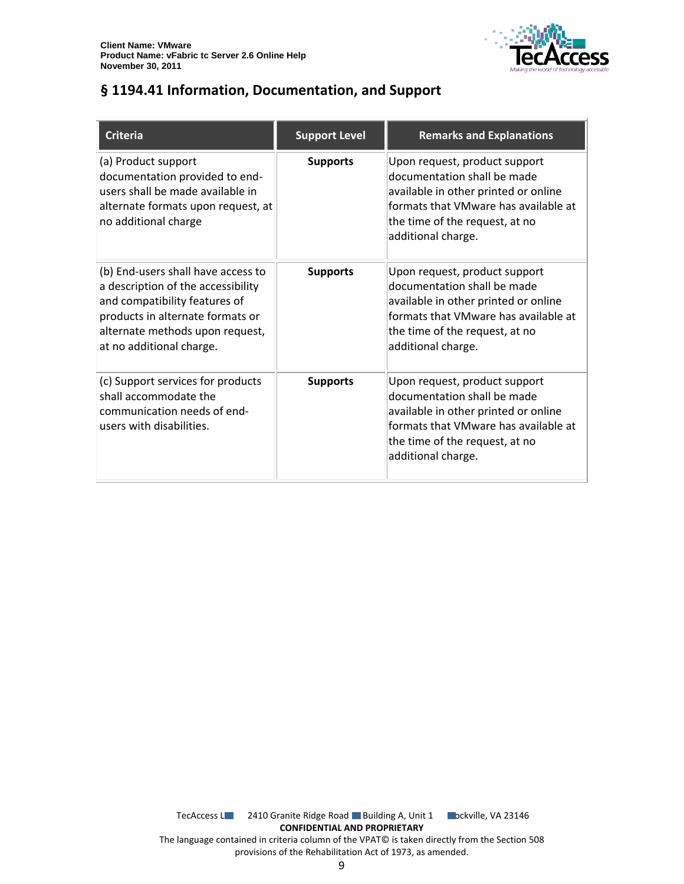## § 1194.41 Information, Documentation, and Support

| Criteria | Support Level | Remarks and Explanations |
|---|---|---|
| (a) Product support documentation provided to end-users shall be made available in alternate formats upon request, at no additional charge | **Supports** | Upon request, product support documentation shall be made available in other printed or online formats that VMware has available at the time of the request, at no additional charge. |
| (b) End-users shall have access to a description of the accessibility and compatibility features of products in alternate formats or alternate methods upon request, at no additional charge. | **Supports** | Upon request, product support documentation shall be made available in other printed or online formats that VMware has available at the time of the request, at no additional charge. |
| (c) Support services for products shall accommodate the communication needs of end-users with disabilities. | **Supports** | Upon request, product support documentation shall be made available in other printed or online formats that VMware has available at the time of the request, at no additional charge. |